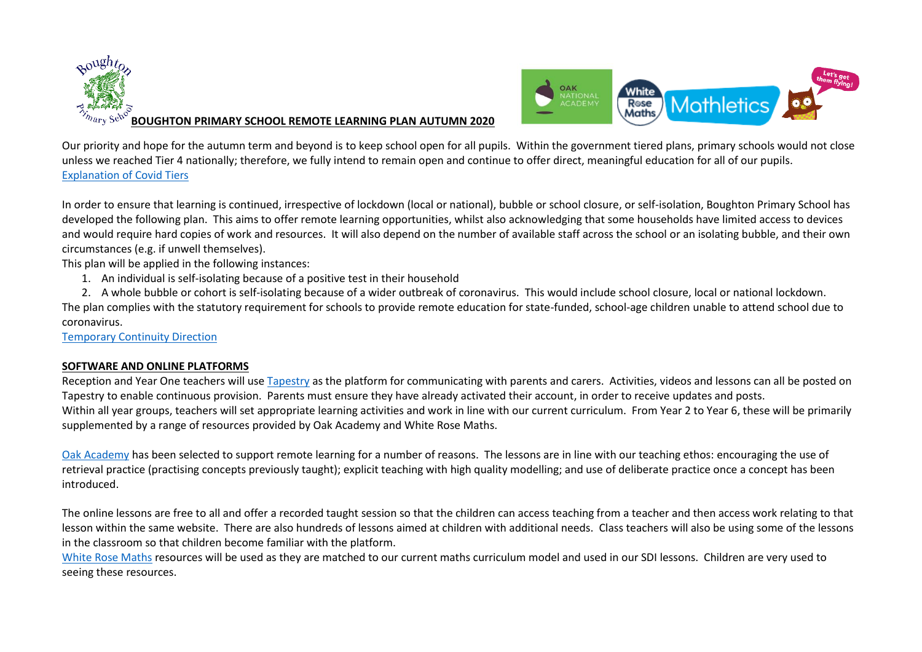# BOUGHTON PRIMARY SCHOOL REMOTE LEARNING PLAN AUTUMN 2020

Our priority and hope for the autumn term and beyond is to keep school open for all pupils. Within the government tiered plans, primary schools would not close unless we reached Tier 4 nationally; therefore, we fully intend to remain open and continue to offer direct, meaningful education for all of our pupils.
Explanation of Covid Tiers

In order to ensure that learning is continued, irrespective of lockdown (local or national), bubble or school closure, or self-isolation, Boughton Primary School has developed the following plan. This aims to offer remote learning opportunities, whilst also acknowledging that some households have limited access to devices and would require hard copies of work and resources. It will also depend on the number of available staff across the school or an isolating bubble, and their own circumstances (e.g. if unwell themselves).
This plan will be applied in the following instances:

1. An individual is self-isolating because of a positive test in their household
2. A whole bubble or cohort is self-isolating because of a wider outbreak of coronavirus. This would include school closure, local or national lockdown.

The plan complies with the statutory requirement for schools to provide remote education for state-funded, school-age children unable to attend school due to coronavirus.
Temporary Continuity Direction

## SOFTWARE AND ONLINE PLATFORMS

Reception and Year One teachers will use Tapestry as the platform for communicating with parents and carers. Activities, videos and lessons can all be posted on Tapestry to enable continuous provision. Parents must ensure they have already activated their account, in order to receive updates and posts.
Within all year groups, teachers will set appropriate learning activities and work in line with our current curriculum. From Year 2 to Year 6, these will be primarily supplemented by a range of resources provided by Oak Academy and White Rose Maths.

Oak Academy has been selected to support remote learning for a number of reasons. The lessons are in line with our teaching ethos: encouraging the use of retrieval practice (practising concepts previously taught); explicit teaching with high quality modelling; and use of deliberate practice once a concept has been introduced.

The online lessons are free to all and offer a recorded taught session so that the children can access teaching from a teacher and then access work relating to that lesson within the same website. There are also hundreds of lessons aimed at children with additional needs. Class teachers will also be using some of the lessons in the classroom so that children become familiar with the platform.
White Rose Maths resources will be used as they are matched to our current maths curriculum model and used in our SDI lessons. Children are very used to seeing these resources.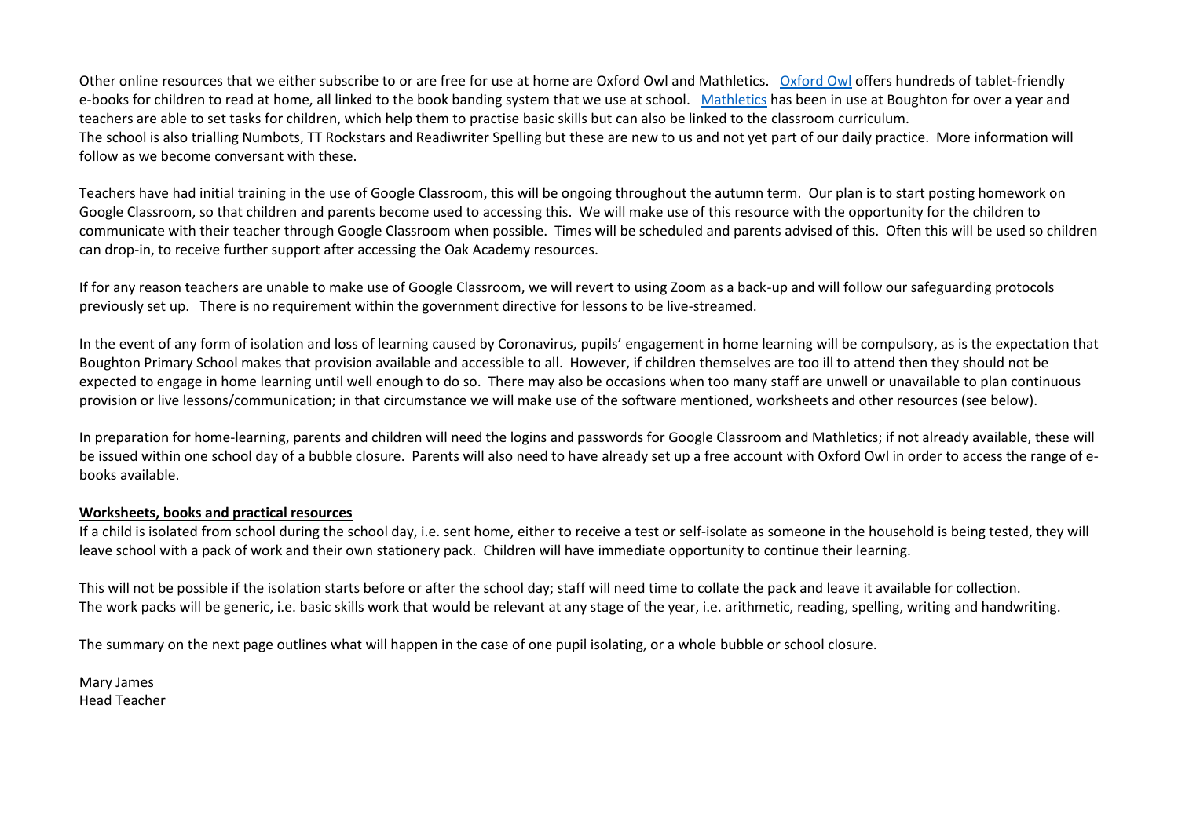Other online resources that we either subscribe to or are free for use at home are Oxford Owl and Mathletics. [Oxford Owl] offers hundreds of tablet-friendly e-books for children to read at home, all linked to the book banding system that we use at school. [Mathletics] has been in use at Boughton for over a year and teachers are able to set tasks for children, which help them to practise basic skills but can also be linked to the classroom curriculum.
The school is also trialling Numbots, TT Rockstars and Readiwriter Spelling but these are new to us and not yet part of our daily practice. More information will follow as we become conversant with these.

Teachers have had initial training in the use of Google Classroom, this will be ongoing throughout the autumn term. Our plan is to start posting homework on Google Classroom, so that children and parents become used to accessing this. We will make use of this resource with the opportunity for the children to communicate with their teacher through Google Classroom when possible. Times will be scheduled and parents advised of this. Often this will be used so children can drop-in, to receive further support after accessing the Oak Academy resources.

If for any reason teachers are unable to make use of Google Classroom, we will revert to using Zoom as a back-up and will follow our safeguarding protocols previously set up. There is no requirement within the government directive for lessons to be live-streamed.

In the event of any form of isolation and loss of learning caused by Coronavirus, pupils' engagement in home learning will be compulsory, as is the expectation that Boughton Primary School makes that provision available and accessible to all. However, if children themselves are too ill to attend then they should not be expected to engage in home learning until well enough to do so. There may also be occasions when too many staff are unwell or unavailable to plan continuous provision or live lessons/communication; in that circumstance we will make use of the software mentioned, worksheets and other resources (see below).

In preparation for home-learning, parents and children will need the logins and passwords for Google Classroom and Mathletics; if not already available, these will be issued within one school day of a bubble closure. Parents will also need to have already set up a free account with Oxford Owl in order to access the range of e-books available.

**Worksheets, books and practical resources**

If a child is isolated from school during the school day, i.e. sent home, either to receive a test or self-isolate as someone in the household is being tested, they will leave school with a pack of work and their own stationery pack. Children will have immediate opportunity to continue their learning.

This will not be possible if the isolation starts before or after the school day; staff will need time to collate the pack and leave it available for collection.
The work packs will be generic, i.e. basic skills work that would be relevant at any stage of the year, i.e. arithmetic, reading, spelling, writing and handwriting.

The summary on the next page outlines what will happen in the case of one pupil isolating, or a whole bubble or school closure.

Mary James
Head Teacher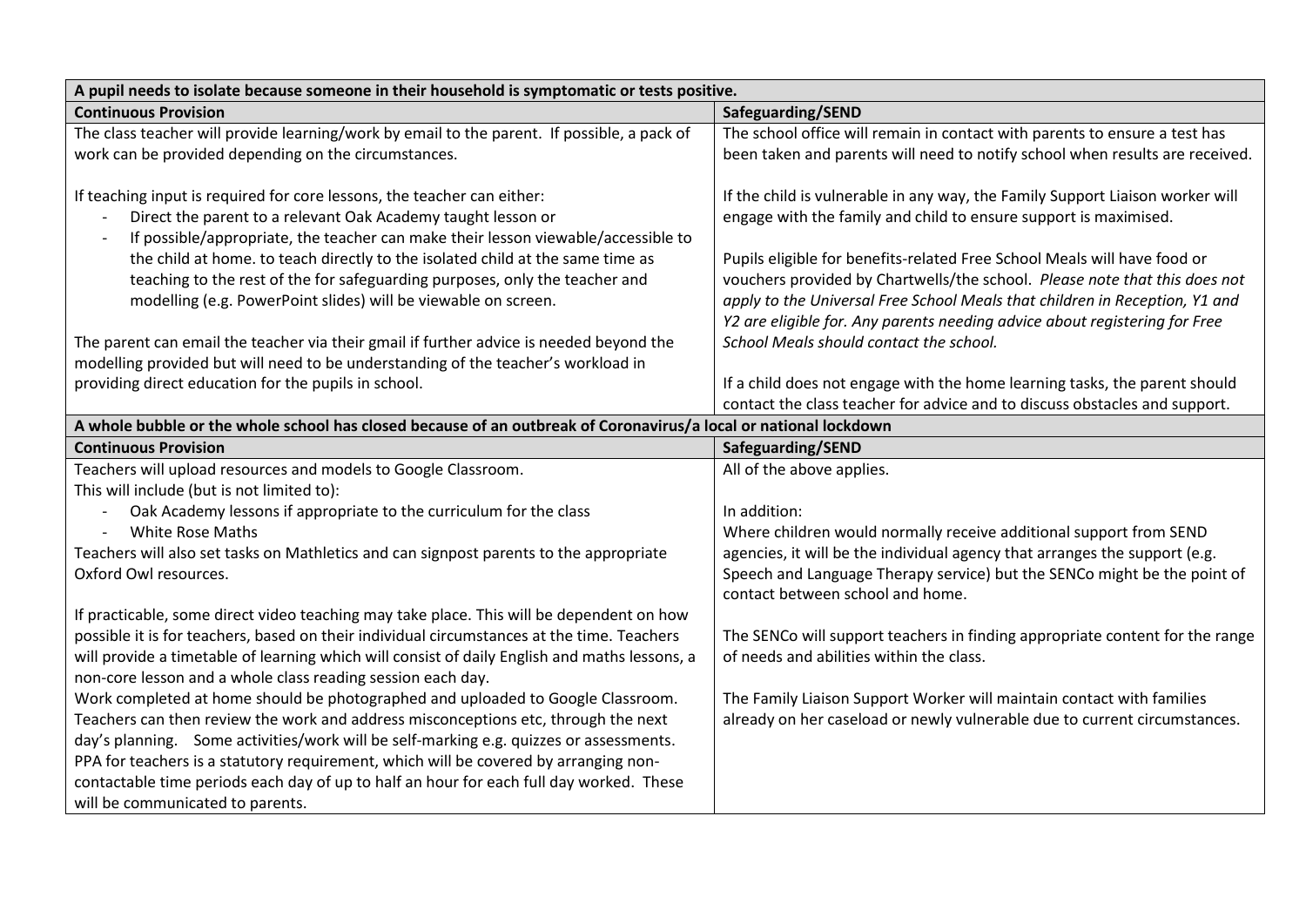| A pupil needs to isolate because someone in their household is symptomatic or tests positive. | |
|---|---|
| **Continuous Provision** | **Safeguarding/SEND** |
| The class teacher will provide learning/work by email to the parent. If possible, a pack of work can be provided depending on the circumstances.<br><br>If teaching input is required for core lessons, the teacher can either:<br>- Direct the parent to a relevant Oak Academy taught lesson or<br>- If possible/appropriate, the teacher can make their lesson viewable/accessible to the child at home. to teach directly to the isolated child at the same time as teaching to the rest of the for safeguarding purposes, only the teacher and modelling (e.g. PowerPoint slides) will be viewable on screen.<br><br>The parent can email the teacher via their gmail if further advice is needed beyond the modelling provided but will need to be understanding of the teacher's workload in providing direct education for the pupils in school. | The school office will remain in contact with parents to ensure a test has been taken and parents will need to notify school when results are received.<br><br>If the child is vulnerable in any way, the Family Support Liaison worker will engage with the family and child to ensure support is maximised.<br><br>Pupils eligible for benefits-related Free School Meals will have food or vouchers provided by Chartwells/the school. *Please note that this does not apply to the Universal Free School Meals that children in Reception, Y1 and Y2 are eligible for. Any parents needing advice about registering for Free School Meals should contact the school.*<br><br>If a child does not engage with the home learning tasks, the parent should contact the class teacher for advice and to discuss obstacles and support. |
| **A whole bubble or the whole school has closed because of an outbreak of Coronavirus/a local or national lockdown** | |
| **Continuous Provision** | **Safeguarding/SEND** |
| Teachers will upload resources and models to Google Classroom.<br>This will include (but is not limited to):<br>- Oak Academy lessons if appropriate to the curriculum for the class<br>- White Rose Maths<br>Teachers will also set tasks on Mathletics and can signpost parents to the appropriate Oxford Owl resources.<br><br>If practicable, some direct video teaching may take place. This will be dependent on how possible it is for teachers, based on their individual circumstances at the time. Teachers will provide a timetable of learning which will consist of daily English and maths lessons, a non-core lesson and a whole class reading session each day.<br>Work completed at home should be photographed and uploaded to Google Classroom. Teachers can then review the work and address misconceptions etc, through the next day's planning. Some activities/work will be self-marking e.g. quizzes or assessments.<br>PPA for teachers is a statutory requirement, which will be covered by arranging non-contactable time periods each day of up to half an hour for each full day worked. These will be communicated to parents. | All of the above applies.<br><br>In addition:<br>Where children would normally receive additional support from SEND agencies, it will be the individual agency that arranges the support (e.g. Speech and Language Therapy service) but the SENCo might be the point of contact between school and home.<br><br>The SENCo will support teachers in finding appropriate content for the range of needs and abilities within the class.<br><br>The Family Liaison Support Worker will maintain contact with families already on her caseload or newly vulnerable due to current circumstances. |